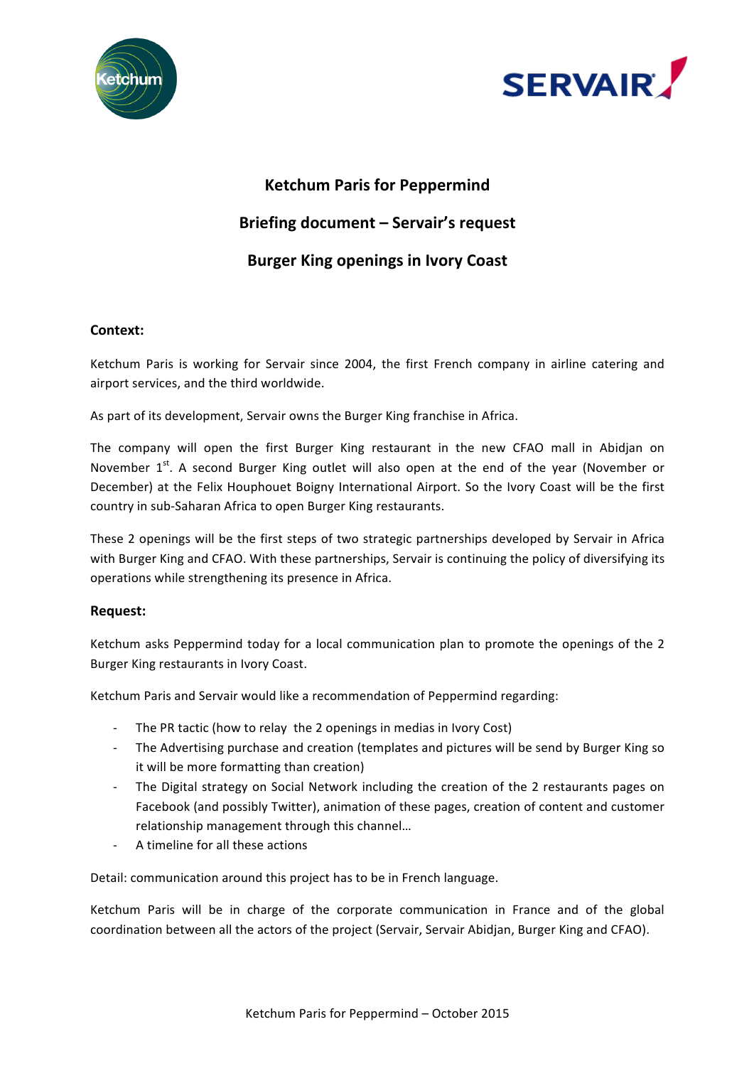# Ketchum Paris for Peppermind

## Briefing document – Servair's request

## Burger King openings in Ivory Coast

**Context:**

Ketchum Paris is working for Servair since 2004, the first French company in airline catering and airport services, and the third worldwide.

As part of its development, Servair owns the Burger King franchise in Africa.

The company will open the first Burger King restaurant in the new CFAO mall in Abidjan on November 1st. A second Burger King outlet will also open at the end of the year (November or December) at the Felix Houphouet Boigny International Airport. So the Ivory Coast will be the first country in sub-Saharan Africa to open Burger King restaurants.

These 2 openings will be the first steps of two strategic partnerships developed by Servair in Africa with Burger King and CFAO. With these partnerships, Servair is continuing the policy of diversifying its operations while strengthening its presence in Africa.

**Request:**

Ketchum asks Peppermind today for a local communication plan to promote the openings of the 2 Burger King restaurants in Ivory Coast.

Ketchum Paris and Servair would like a recommendation of Peppermind regarding:

- The PR tactic (how to relay the 2 openings in medias in Ivory Cost)
- The Advertising purchase and creation (templates and pictures will be send by Burger King so it will be more formatting than creation)
- The Digital strategy on Social Network including the creation of the 2 restaurants pages on Facebook (and possibly Twitter), animation of these pages, creation of content and customer relationship management through this channel…
- A timeline for all these actions

Detail: communication around this project has to be in French language.

Ketchum Paris will be in charge of the corporate communication in France and of the global coordination between all the actors of the project (Servair, Servair Abidjan, Burger King and CFAO).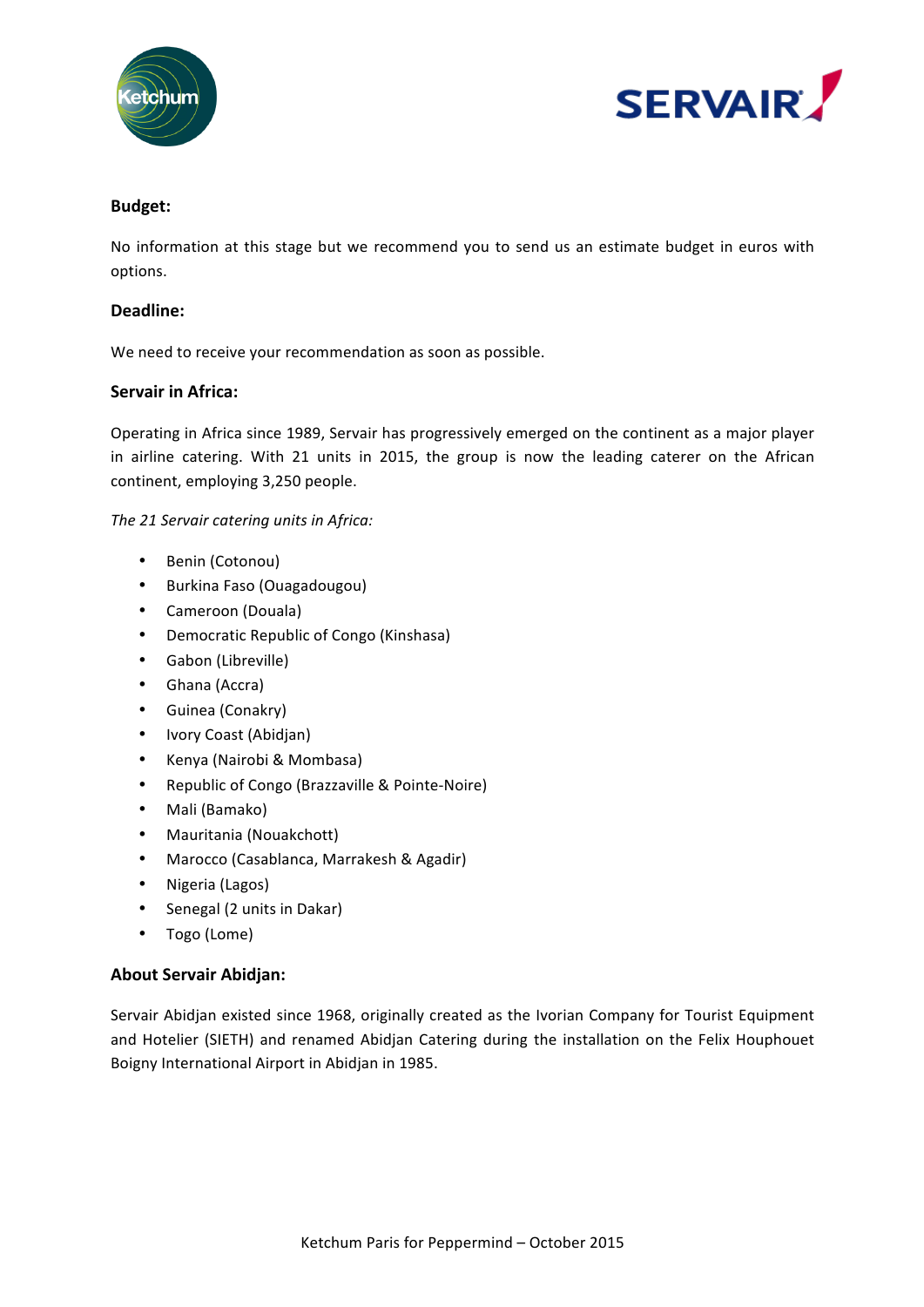**Budget:**

No information at this stage but we recommend you to send us an estimate budget in euros with options.

**Deadline:**

We need to receive your recommendation as soon as possible.

**Servair in Africa:**

Operating in Africa since 1989, Servair has progressively emerged on the continent as a major player in airline catering. With 21 units in 2015, the group is now the leading caterer on the African continent, employing 3,250 people.

*The 21 Servair catering units in Africa:*

- Benin (Cotonou)
- Burkina Faso (Ouagadougou)
- Cameroon (Douala)
- Democratic Republic of Congo (Kinshasa)
- Gabon (Libreville)
- Ghana (Accra)
- Guinea (Conakry)
- Ivory Coast (Abidjan)
- Kenya (Nairobi & Mombasa)
- Republic of Congo (Brazzaville & Pointe-Noire)
- Mali (Bamako)
- Mauritania (Nouakchott)
- Marocco (Casablanca, Marrakesh & Agadir)
- Nigeria (Lagos)
- Senegal (2 units in Dakar)
- Togo (Lome)

**About Servair Abidjan:**

Servair Abidjan existed since 1968, originally created as the Ivorian Company for Tourist Equipment and Hotelier (SIETH) and renamed Abidjan Catering during the installation on the Felix Houphouet Boigny International Airport in Abidjan in 1985.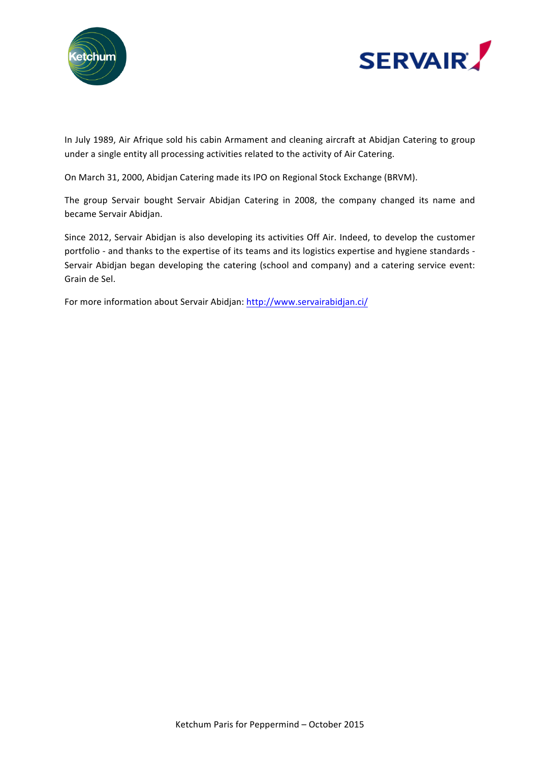In July 1989, Air Afrique sold his cabin Armament and cleaning aircraft at Abidjan Catering to group under a single entity all processing activities related to the activity of Air Catering.

On March 31, 2000, Abidjan Catering made its IPO on Regional Stock Exchange (BRVM).

The group Servair bought Servair Abidjan Catering in 2008, the company changed its name and became Servair Abidjan.

Since 2012, Servair Abidjan is also developing its activities Off Air. Indeed, to develop the customer portfolio - and thanks to the expertise of its teams and its logistics expertise and hygiene standards - Servair Abidjan began developing the catering (school and company) and a catering service event: Grain de Sel.

For more information about Servair Abidjan: http://www.servairabidjan.ci/